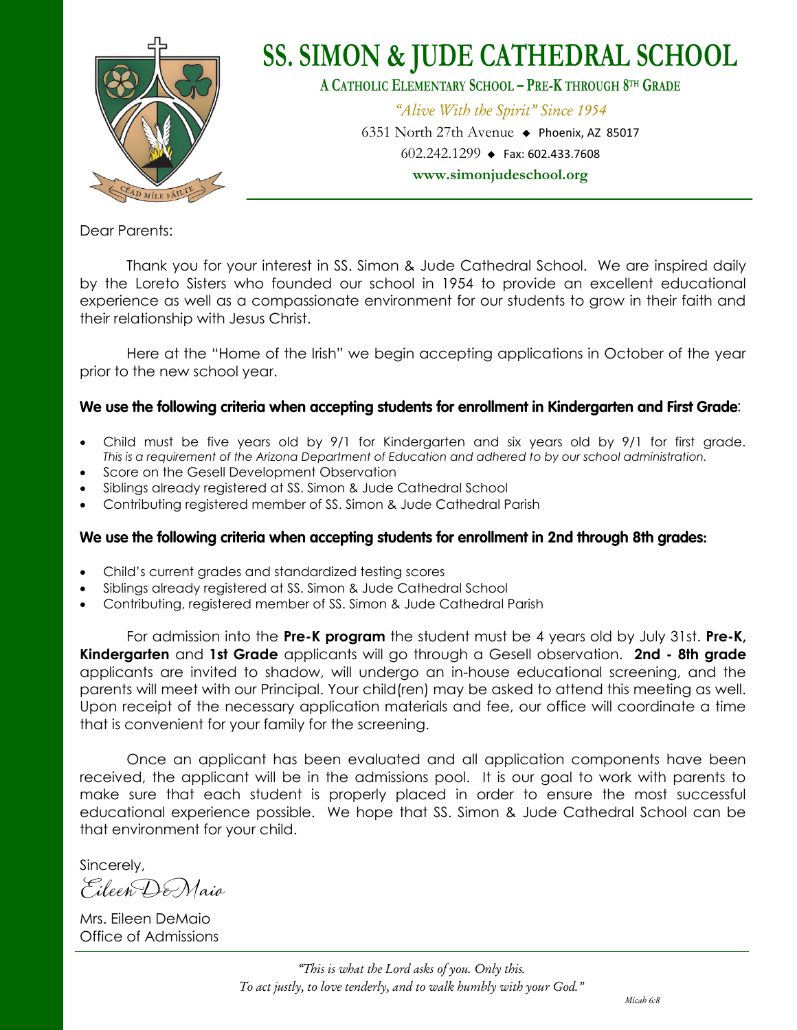# SS. SIMON & JUDE CATHEDRAL SCHOOL

**A CATHOLIC ELEMENTARY SCHOOL – PRE-K THROUGH 8TH GRADE**

*"Alive With the Spirit" Since 1954*

6351 North 27th Avenue ◆ Phoenix, AZ 85017

602.242.1299 ◆ Fax: 602.433.7608

**www.simonjudeschool.org**

Dear Parents:

Thank you for your interest in SS. Simon & Jude Cathedral School. We are inspired daily by the Loreto Sisters who founded our school in 1954 to provide an excellent educational experience as well as a compassionate environment for our students to grow in their faith and their relationship with Jesus Christ.

Here at the "Home of the Irish" we begin accepting applications in October of the year prior to the new school year.

**We use the following criteria when accepting students for enrollment in Kindergarten and First Grade**:

- Child must be five years old by 9/1 for Kindergarten and six years old by 9/1 for first grade. *This is a requirement of the Arizona Department of Education and adhered to by our school administration.*
- Score on the Gesell Development Observation
- Siblings already registered at SS. Simon & Jude Cathedral School
- Contributing registered member of SS. Simon & Jude Cathedral Parish

**We use the following criteria when accepting students for enrollment in 2nd through 8th grades:**

- Child's current grades and standardized testing scores
- Siblings already registered at SS. Simon & Jude Cathedral School
- Contributing, registered member of SS. Simon & Jude Cathedral Parish

For admission into the **Pre-K program** the student must be 4 years old by July 31st. **Pre-K, Kindergarten** and **1st Grade** applicants will go through a Gesell observation. **2nd - 8th grade** applicants are invited to shadow, will undergo an in-house educational screening, and the parents will meet with our Principal. Your child(ren) may be asked to attend this meeting as well. Upon receipt of the necessary application materials and fee, our office will coordinate a time that is convenient for your family for the screening.

Once an applicant has been evaluated and all application components have been received, the applicant will be in the admissions pool. It is our goal to work with parents to make sure that each student is properly placed in order to ensure the most successful educational experience possible. We hope that SS. Simon & Jude Cathedral School can be that environment for your child.

Sincerely,

*Eileen DeMaio*

Mrs. Eileen DeMaio
Office of Admissions

*"This is what the Lord asks of you. Only this.*
*To act justly, to love tenderly, and to walk humbly with your God."*

*Micah 6:8*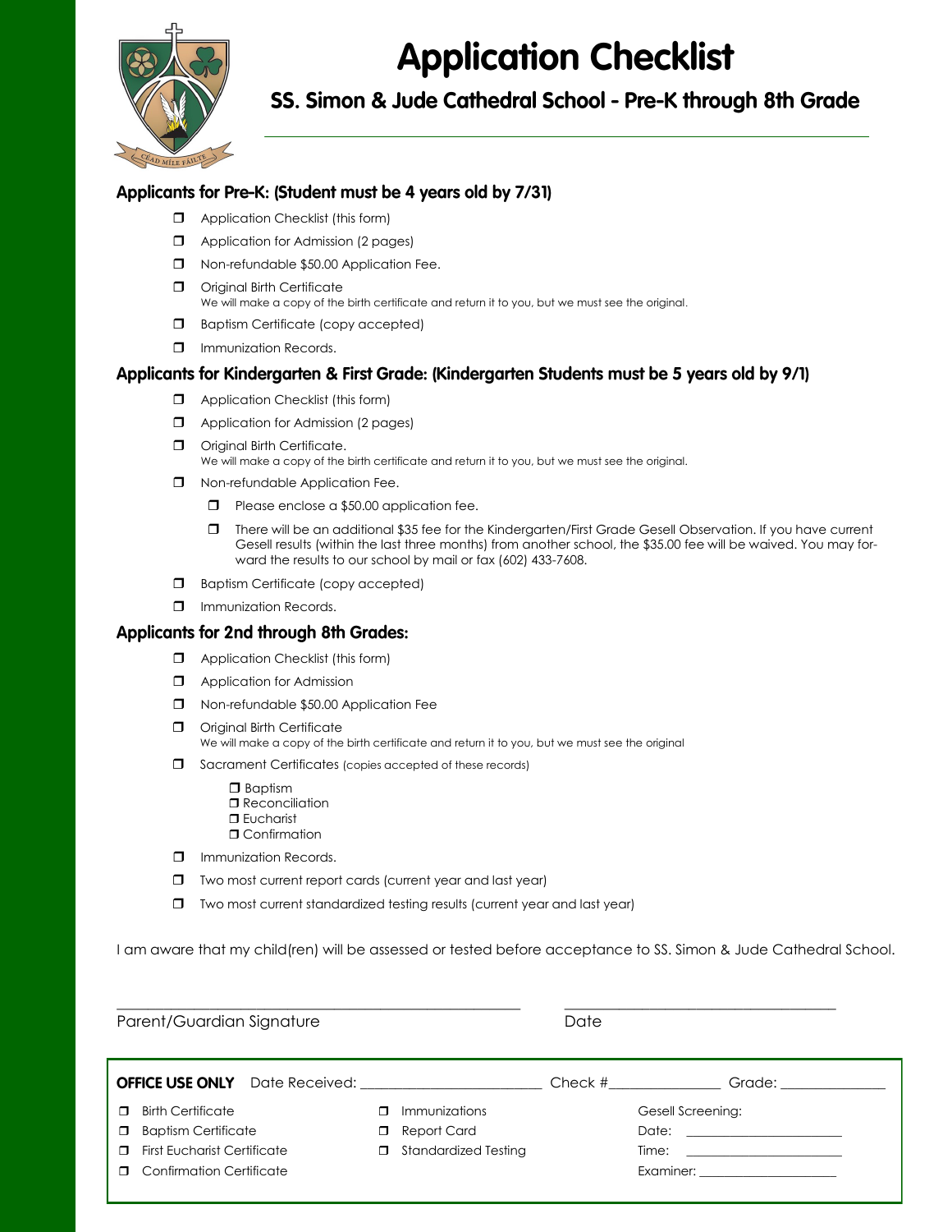# Application Checklist

## SS. Simon & Jude Cathedral School - Pre-K through 8th Grade

### Applicants for Pre-K: (Student must be 4 years old by 7/31)

- ❒ Application Checklist (this form)
- ❒ Application for Admission (2 pages)
- ❒ Non-refundable $50.00 Application Fee.
- ❒ Original Birth Certificate
  We will make a copy of the birth certificate and return it to you, but we must see the original.
- ❒ Baptism Certificate (copy accepted)
- ❒ Immunization Records.

### Applicants for Kindergarten & First Grade: (Kindergarten Students must be 5 years old by 9/1)

- ❒ Application Checklist (this form)
- ❒ Application for Admission (2 pages)
- ❒ Original Birth Certificate.
  We will make a copy of the birth certificate and return it to you, but we must see the original.
- ❒ Non-refundable Application Fee.
  - ❒ Please enclose a $50.00 application fee.
  - ❒ There will be an additional $35 fee for the Kindergarten/First Grade Gesell Observation. If you have current Gesell results (within the last three months) from another school, the $35.00 fee will be waived. You may forward the results to our school by mail or fax (602) 433-7608.
- ❒ Baptism Certificate (copy accepted)
- ❒ Immunization Records.

### Applicants for 2nd through 8th Grades:

- ❒ Application Checklist (this form)
- ❒ Application for Admission
- ❒ Non-refundable $50.00 Application Fee
- ❒ Original Birth Certificate
  We will make a copy of the birth certificate and return it to you, but we must see the original
- ❒ Sacrament Certificates (copies accepted of these records)
  - ❒ Baptism
  - ❒ Reconciliation
  - ❒ Eucharist
  - ❒ Confirmation
- ❒ Immunization Records.
- ❒ Two most current report cards (current year and last year)
- ❒ Two most current standardized testing results (current year and last year)

I am aware that my child(ren) will be assessed or tested before acceptance to SS. Simon & Jude Cathedral School.

\_\_\_\_\_\_\_\_\_\_\_\_\_\_\_\_\_\_\_\_\_\_\_\_\_\_\_\_\_\_\_\_\_\_\_\_\_\_\_\_ \_\_\_\_\_\_\_\_\_\_\_\_\_\_\_\_\_\_\_\_\_\_\_\_\_\_\_\_\_\_
Parent/Guardian Signature Date

**OFFICE USE ONLY** Date Received: \_\_\_\_\_\_\_\_\_\_\_\_\_\_\_\_\_\_ Check #\_\_\_\_\_\_\_\_\_\_\_\_ Grade: \_\_\_\_\_\_\_\_\_\_\_\_

- ❒ Birth Certificate
- ❒ Baptism Certificate
- ❒ First Eucharist Certificate
- ❒ Confirmation Certificate
- ❒ Immunizations
- ❒ Report Card
- ❒ Standardized Testing

Gesell Screening:
Date: \_\_\_\_\_\_\_\_\_\_\_\_\_\_\_\_\_\_
Time: \_\_\_\_\_\_\_\_\_\_\_\_\_\_\_\_\_\_
Examiner: \_\_\_\_\_\_\_\_\_\_\_\_\_\_\_\_\_\_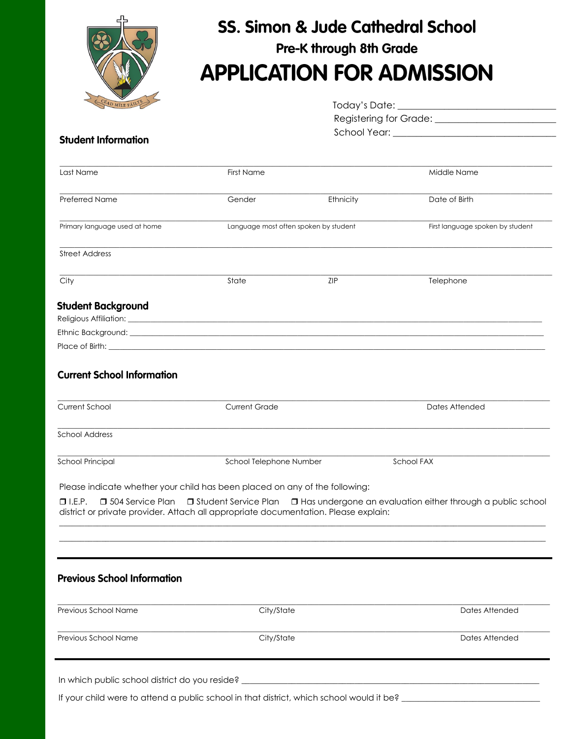# SS. Simon & Jude Cathedral School

## Pre-K through 8th Grade

# APPLICATION FOR ADMISSION

Today's Date: ______________________________

Registering for Grade: ______________________

School Year: ______________________________

### Student Information

| Last Name | First Name | | Middle Name |
|---|---|---|---|
| Preferred Name | Gender | Ethnicity | Date of Birth |
| Primary language used at home | Language most often spoken by student | | First language spoken by student |
| Street Address | | | |
| City | State | ZIP | Telephone |

### Student Background

Religious Affiliation: ______________________________

Ethnic Background: ______________________________

Place of Birth: ______________________________

### Current School Information

| Current School | Current Grade | | Dates Attended |
|---|---|---|---|
| School Address | | | |
| School Principal | School Telephone Number | School FAX | |

Please indicate whether your child has been placed on any of the following:

❒ I.E.P. ❒ 504 Service Plan ❒ Student Service Plan ❒ Has undergone an evaluation either through a public school district or private provider. Attach all appropriate documentation. Please explain:

______________________________

______________________________

### Previous School Information

| Previous School Name | City/State | Dates Attended |
|---|---|---|
| Previous School Name | City/State | Dates Attended |

In which public school district do you reside? ______________________________

If your child were to attend a public school in that district, which school would it be? ______________________________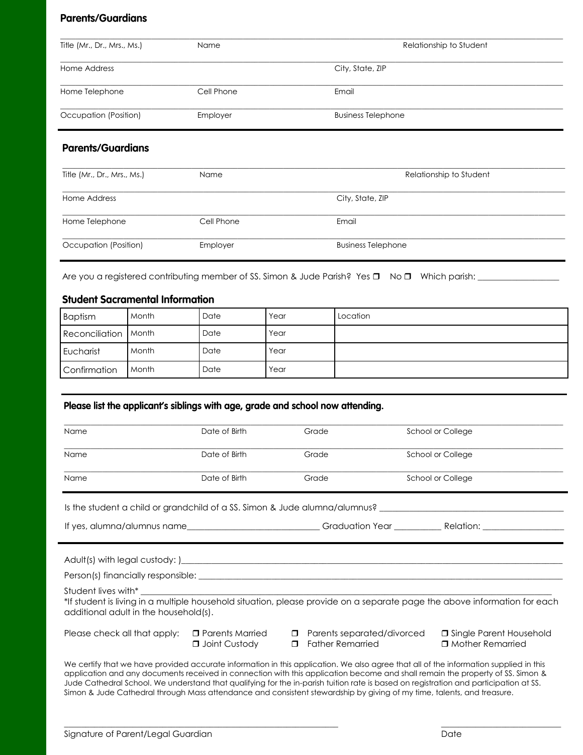### Parents/Guardians

Title (Mr., Dr., Mrs., Ms.) Name Relationship to Student

Home Address City, State, ZIP

Home Telephone Cell Phone Email

Occupation (Position) Employer Business Telephone

### Parents/Guardians

Title (Mr., Dr., Mrs., Ms.) Name Relationship to Student

Home Address City, State, ZIP

Home Telephone Cell Phone Email

Occupation (Position) Employer Business Telephone

Are you a registered contributing member of SS. Simon & Jude Parish? Yes ❒ No ❒ Which parish: ___________________

### Student Sacramental Information

| Baptism | Month | Date | Year | Location |
|---|---|---|---|---|
| Reconciliation | Month | Date | Year | |
| Eucharist | Month | Date | Year | |
| Confirmation | Month | Date | Year | |

**Please list the applicant's siblings with age, grade and school now attending.**

Name Date of Birth Grade School or College

Name Date of Birth Grade School or College

Name Date of Birth Grade School or College

Is the student a child or grandchild of a SS. Simon & Jude alumna/alumnus? ___________________________________________

If yes, alumna/alumnus name_______________________________ Graduation Year ___________ Relation: ___________________

Adult(s) with legal custody: )________________________________________________________________________________

Person(s) financially responsible: ____________________________________________________________________________

Student lives with* ________________________________________________________________________________________

*If student is living in a multiple household situation, please provide on a separate page the above information for each additional adult in the household(s).

Please check all that apply: ❒ Parents Married ❒ Parents separated/divorced ❒ Single Parent Household ❒ Joint Custody ❒ Father Remarried ❒ Mother Remarried

We certify that we have provided accurate information in this application. We also agree that all of the information supplied in this application and any documents received in connection with this application become and shall remain the property of SS. Simon & Jude Cathedral School. We understand that qualifying for the in-parish tuition rate is based on registration and participation at SS. Simon & Jude Cathedral through Mass attendance and consistent stewardship by giving of my time, talents, and treasure.

_________________________________________________________________ ____________________________

Signature of Parent/Legal Guardian Date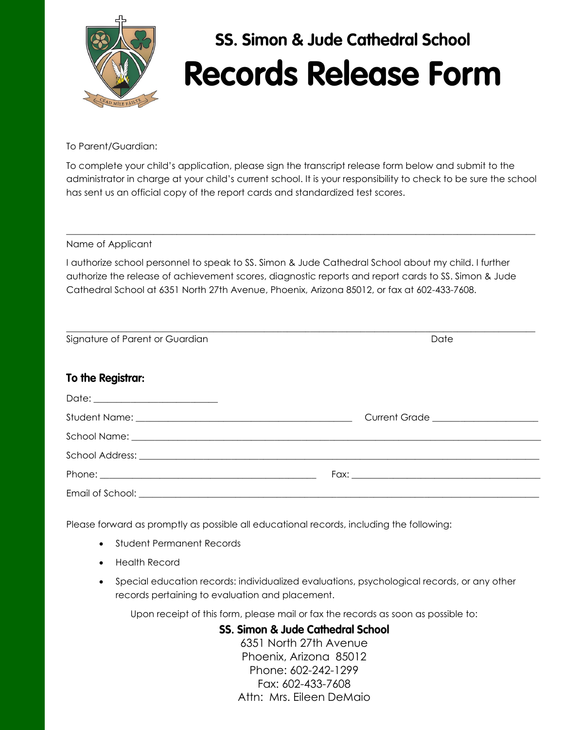## SS. Simon & Jude Cathedral School

# Records Release Form

To Parent/Guardian:

To complete your child's application, please sign the transcript release form below and submit to the administrator in charge at your child's current school. It is your responsibility to check to be sure the school has sent us an official copy of the report cards and standardized test scores.

______________________________________________________________________________

Name of Applicant

I authorize school personnel to speak to SS. Simon & Jude Cathedral School about my child. I further authorize the release of achievement scores, diagnostic reports and report cards to SS. Simon & Jude Cathedral School at 6351 North 27th Avenue, Phoenix, Arizona 85012, or fax at 602-433-7608.

______________________________________________________________________________

Signature of Parent or Guardian                                                                                    Date

### To the Registrar:

Date: ______________________

Student Name: ________________________________________ Current Grade ____________________

School Name: ________________________________________________________________________

School Address: ______________________________________________________________________

Phone: ________________________________________ Fax: ___________________________________

Email of School: ______________________________________________________________________

Please forward as promptly as possible all educational records, including the following:

- Student Permanent Records
- Health Record
- Special education records: individualized evaluations, psychological records, or any other records pertaining to evaluation and placement.

Upon receipt of this form, please mail or fax the records as soon as possible to:

**SS. Simon & Jude Cathedral School**
6351 North 27th Avenue
Phoenix, Arizona 85012
Phone: 602-242-1299
Fax: 602-433-7608
Attn: Mrs. Eileen DeMaio